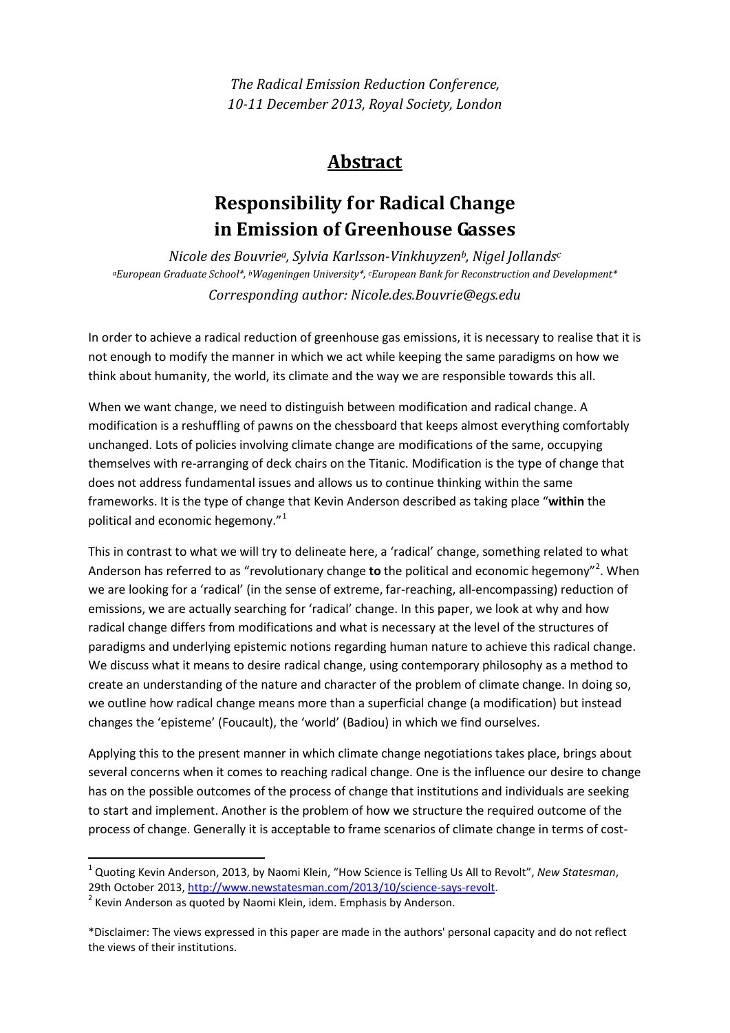*The Radical Emission Reduction Conference,*
*10-11 December 2013, Royal Society, London*

## Abstract

# Responsibility for Radical Change in Emission of Greenhouse Gasses

*Nicole des Bouvrie[a], Sylvia Karlsson-Vinkhuyzen[b], Nigel Jollands[c]*
*[a]European Graduate School\*, [b]Wageningen University\*, [c]European Bank for Reconstruction and Development\**
*Corresponding author: Nicole.des.Bouvrie@egs.edu*

In order to achieve a radical reduction of greenhouse gas emissions, it is necessary to realise that it is not enough to modify the manner in which we act while keeping the same paradigms on how we think about humanity, the world, its climate and the way we are responsible towards this all.

When we want change, we need to distinguish between modification and radical change. A modification is a reshuffling of pawns on the chessboard that keeps almost everything comfortably unchanged. Lots of policies involving climate change are modifications of the same, occupying themselves with re-arranging of deck chairs on the Titanic. Modification is the type of change that does not address fundamental issues and allows us to continue thinking within the same frameworks. It is the type of change that Kevin Anderson described as taking place "**within** the political and economic hegemony."[1]

This in contrast to what we will try to delineate here, a 'radical' change, something related to what Anderson has referred to as "revolutionary change **to** the political and economic hegemony"[2]. When we are looking for a 'radical' (in the sense of extreme, far-reaching, all-encompassing) reduction of emissions, we are actually searching for 'radical' change. In this paper, we look at why and how radical change differs from modifications and what is necessary at the level of the structures of paradigms and underlying epistemic notions regarding human nature to achieve this radical change. We discuss what it means to desire radical change, using contemporary philosophy as a method to create an understanding of the nature and character of the problem of climate change. In doing so, we outline how radical change means more than a superficial change (a modification) but instead changes the 'episteme' (Foucault), the 'world' (Badiou) in which we find ourselves.

Applying this to the present manner in which climate change negotiations takes place, brings about several concerns when it comes to reaching radical change. One is the influence our desire to change has on the possible outcomes of the process of change that institutions and individuals are seeking to start and implement. Another is the problem of how we structure the required outcome of the process of change. Generally it is acceptable to frame scenarios of climate change in terms of cost-

---

[1] Quoting Kevin Anderson, 2013, by Naomi Klein, "How Science is Telling Us All to Revolt", *New Statesman*, 29th October 2013, http://www.newstatesman.com/2013/10/science-says-revolt.

[2] Kevin Anderson as quoted by Naomi Klein, idem. Emphasis by Anderson.

\*Disclaimer: The views expressed in this paper are made in the authors' personal capacity and do not reflect the views of their institutions.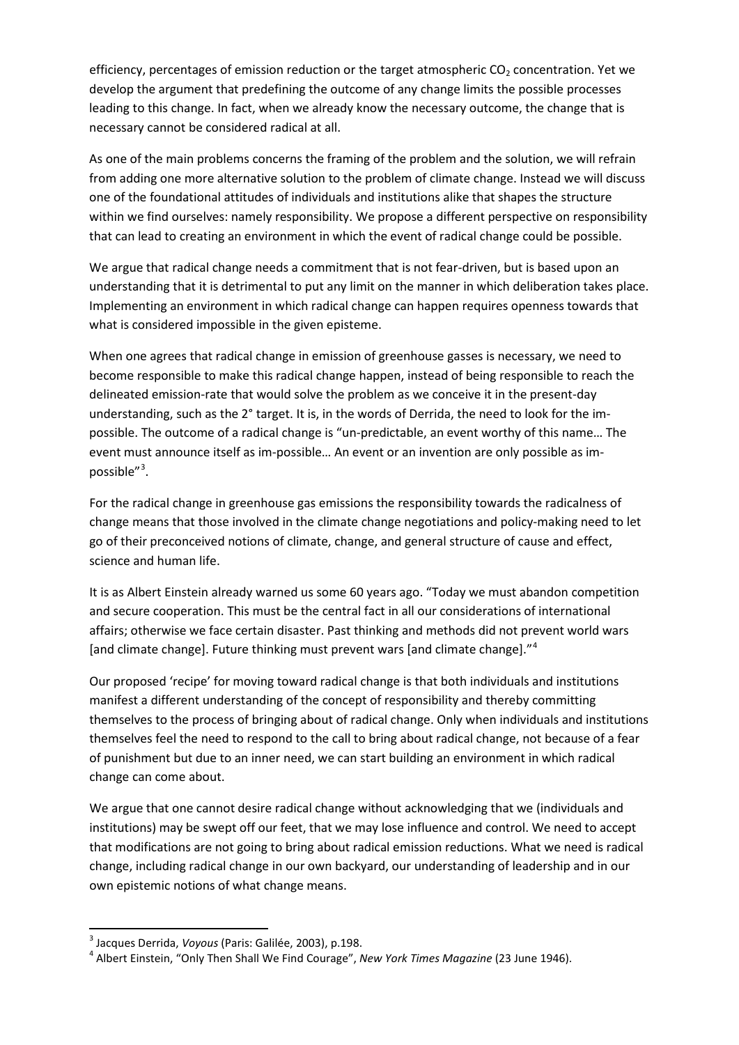efficiency, percentages of emission reduction or the target atmospheric $CO_2$ concentration. Yet we develop the argument that predefining the outcome of any change limits the possible processes leading to this change. In fact, when we already know the necessary outcome, the change that is necessary cannot be considered radical at all.

As one of the main problems concerns the framing of the problem and the solution, we will refrain from adding one more alternative solution to the problem of climate change. Instead we will discuss one of the foundational attitudes of individuals and institutions alike that shapes the structure within we find ourselves: namely responsibility. We propose a different perspective on responsibility that can lead to creating an environment in which the event of radical change could be possible.

We argue that radical change needs a commitment that is not fear-driven, but is based upon an understanding that it is detrimental to put any limit on the manner in which deliberation takes place. Implementing an environment in which radical change can happen requires openness towards that what is considered impossible in the given episteme.

When one agrees that radical change in emission of greenhouse gasses is necessary, we need to become responsible to make this radical change happen, instead of being responsible to reach the delineated emission-rate that would solve the problem as we conceive it in the present-day understanding, such as the 2° target. It is, in the words of Derrida, the need to look for the im-possible. The outcome of a radical change is "un-predictable, an event worthy of this name… The event must announce itself as im-possible… An event or an invention are only possible as im-possible"[3].

For the radical change in greenhouse gas emissions the responsibility towards the radicalness of change means that those involved in the climate change negotiations and policy-making need to let go of their preconceived notions of climate, change, and general structure of cause and effect, science and human life.

It is as Albert Einstein already warned us some 60 years ago. "Today we must abandon competition and secure cooperation. This must be the central fact in all our considerations of international affairs; otherwise we face certain disaster. Past thinking and methods did not prevent world wars [and climate change]. Future thinking must prevent wars [and climate change]."[4]

Our proposed 'recipe' for moving toward radical change is that both individuals and institutions manifest a different understanding of the concept of responsibility and thereby committing themselves to the process of bringing about of radical change. Only when individuals and institutions themselves feel the need to respond to the call to bring about radical change, not because of a fear of punishment but due to an inner need, we can start building an environment in which radical change can come about.

We argue that one cannot desire radical change without acknowledging that we (individuals and institutions) may be swept off our feet, that we may lose influence and control. We need to accept that modifications are not going to bring about radical emission reductions. What we need is radical change, including radical change in our own backyard, our understanding of leadership and in our own epistemic notions of what change means.

[3] Jacques Derrida, *Voyous* (Paris: Galilée, 2003), p.198.

[4] Albert Einstein, "Only Then Shall We Find Courage", *New York Times Magazine* (23 June 1946).